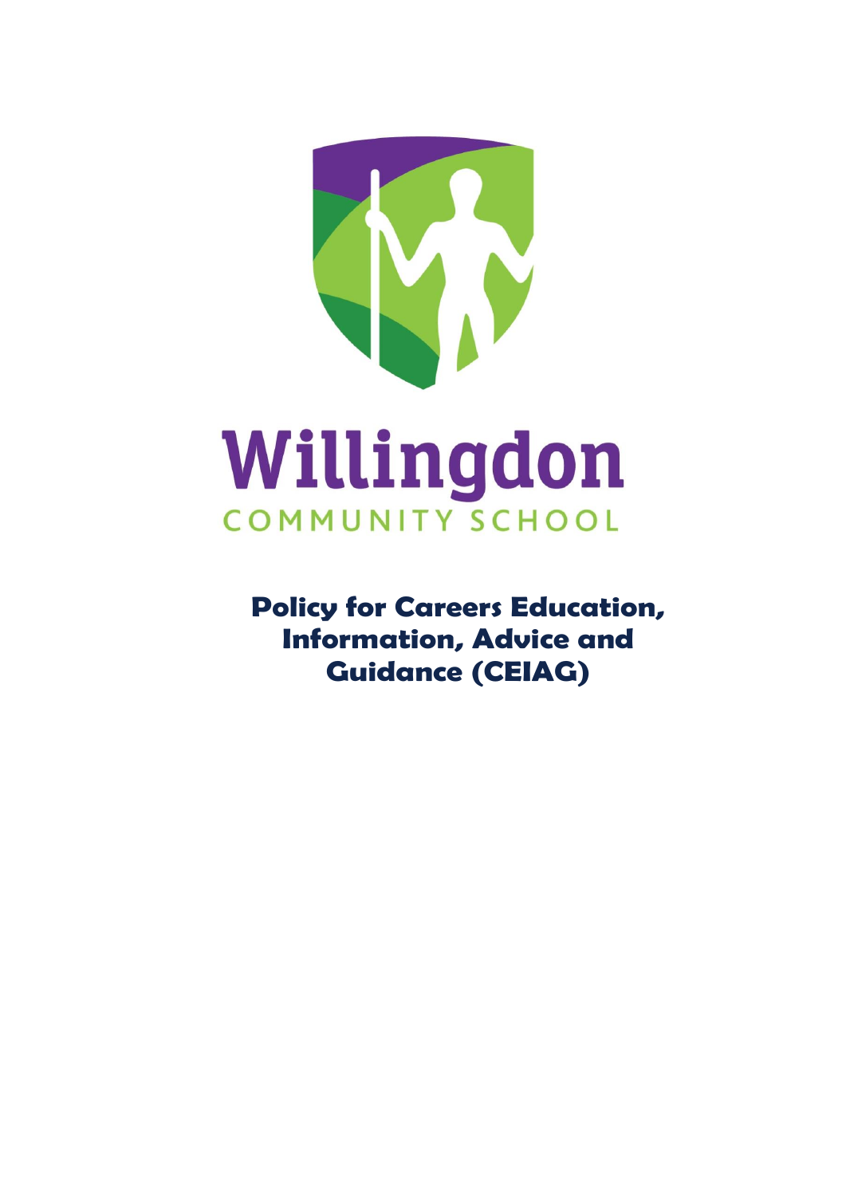# Willingdon

COMMUNITY SCHOOL

**Policy for Careers Education, Information, Advice and Guidance (CEIAG)**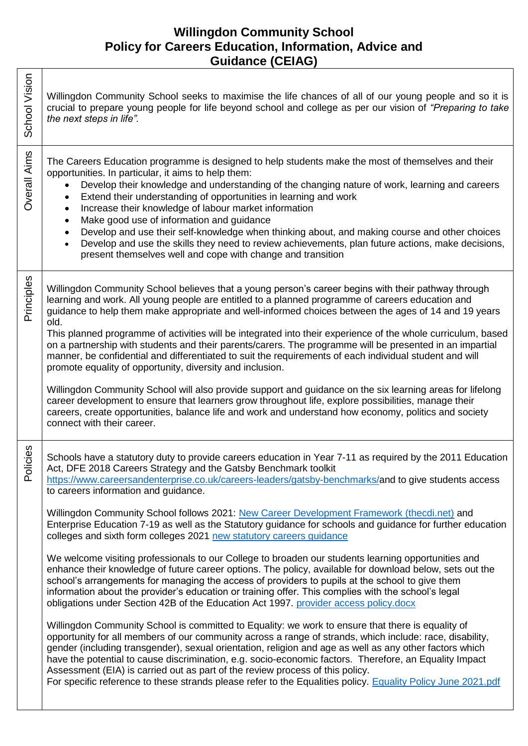# Willingdon Community School
# Policy for Careers Education, Information, Advice and Guidance (CEIAG)

## School Vision

Willingdon Community School seeks to maximise the life chances of all of our young people and so it is crucial to prepare young people for life beyond school and college as per our vision of *"Preparing to take the next steps in life".*

## Overall Aims

The Careers Education programme is designed to help students make the most of themselves and their opportunities. In particular, it aims to help them:

- Develop their knowledge and understanding of the changing nature of work, learning and careers
- Extend their understanding of opportunities in learning and work
- Increase their knowledge of labour market information
- Make good use of information and guidance
- Develop and use their self-knowledge when thinking about, and making course and other choices
- Develop and use the skills they need to review achievements, plan future actions, make decisions, present themselves well and cope with change and transition

## Principles

Willingdon Community School believes that a young person's career begins with their pathway through learning and work. All young people are entitled to a planned programme of careers education and guidance to help them make appropriate and well-informed choices between the ages of 14 and 19 years old.

This planned programme of activities will be integrated into their experience of the whole curriculum, based on a partnership with students and their parents/carers. The programme will be presented in an impartial manner, be confidential and differentiated to suit the requirements of each individual student and will promote equality of opportunity, diversity and inclusion.

Willingdon Community School will also provide support and guidance on the six learning areas for lifelong career development to ensure that learners grow throughout life, explore possibilities, manage their careers, create opportunities, balance life and work and understand how economy, politics and society connect with their career.

## Policies

Schools have a statutory duty to provide careers education in Year 7-11 as required by the 2011 Education Act, DFE 2018 Careers Strategy and the Gatsby Benchmark toolkit https://www.careersandenterprise.co.uk/careers-leaders/gatsby-benchmarks/and to give students access to careers information and guidance.

Willingdon Community School follows 2021: New Career Development Framework (thecdi.net) and Enterprise Education 7-19 as well as the Statutory guidance for schools and guidance for further education colleges and sixth form colleges 2021 new statutory careers guidance

We welcome visiting professionals to our College to broaden our students learning opportunities and enhance their knowledge of future career options. The policy, available for download below, sets out the school's arrangements for managing the access of providers to pupils at the school to give them information about the provider's education or training offer. This complies with the school's legal obligations under Section 42B of the Education Act 1997. provider access policy.docx

Willingdon Community School is committed to Equality: we work to ensure that there is equality of opportunity for all members of our community across a range of strands, which include: race, disability, gender (including transgender), sexual orientation, religion and age as well as any other factors which have the potential to cause discrimination, e.g. socio-economic factors. Therefore, an Equality Impact Assessment (EIA) is carried out as part of the review process of this policy.
For specific reference to these strands please refer to the Equalities policy. Equality Policy June 2021.pdf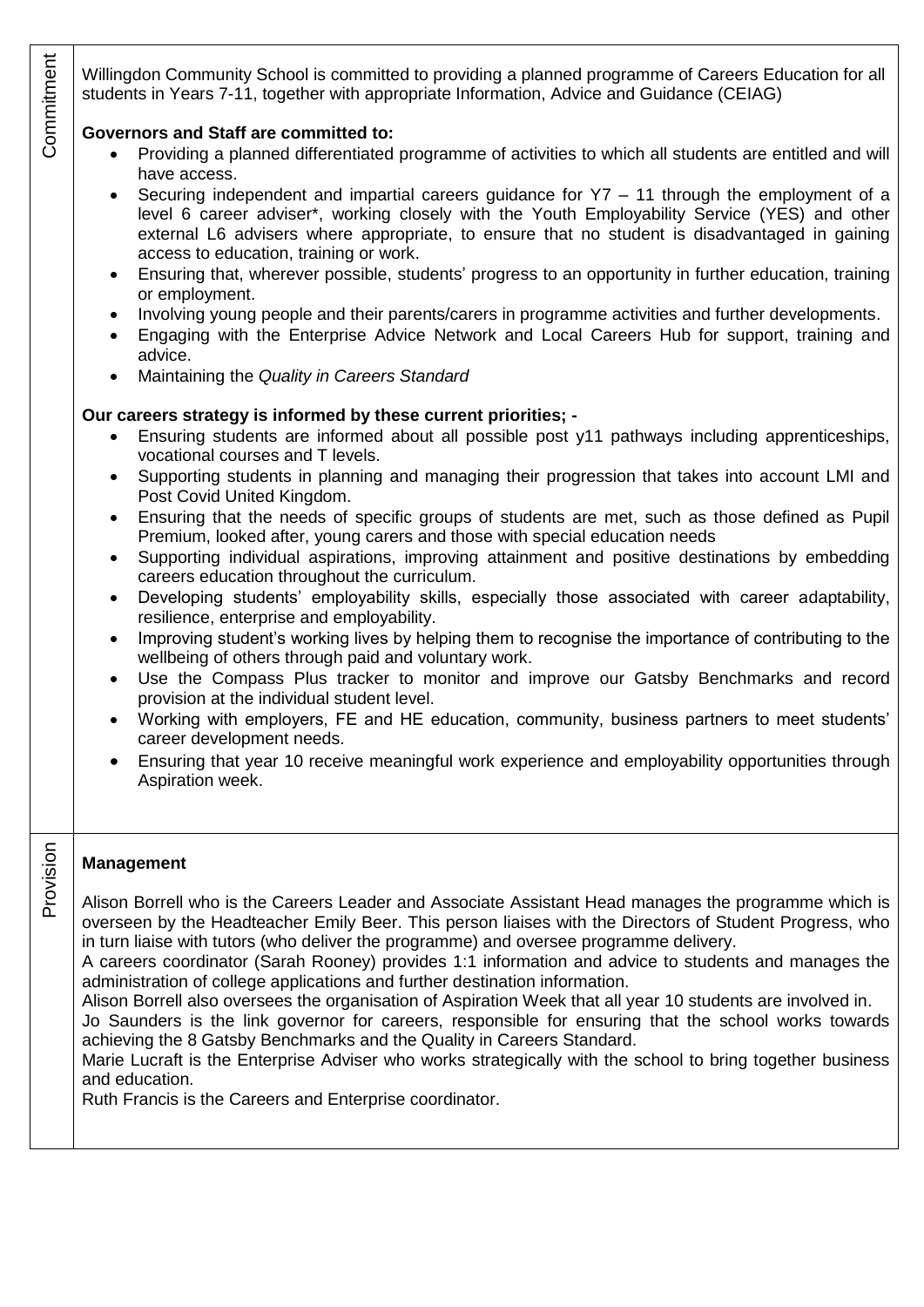## Commitment

Willingdon Community School is committed to providing a planned programme of Careers Education for all students in Years 7-11, together with appropriate Information, Advice and Guidance (CEIAG)

**Governors and Staff are committed to:**

- Providing a planned differentiated programme of activities to which all students are entitled and will have access.
- Securing independent and impartial careers guidance for Y7 – 11 through the employment of a level 6 career adviser*, working closely with the Youth Employability Service (YES) and other external L6 advisers where appropriate, to ensure that no student is disadvantaged in gaining access to education, training or work.
- Ensuring that, wherever possible, students' progress to an opportunity in further education, training or employment.
- Involving young people and their parents/carers in programme activities and further developments.
- Engaging with the Enterprise Advice Network and Local Careers Hub for support, training and advice.
- Maintaining the *Quality in Careers Standard*

**Our careers strategy is informed by these current priorities; -**

- Ensuring students are informed about all possible post y11 pathways including apprenticeships, vocational courses and T levels.
- Supporting students in planning and managing their progression that takes into account LMI and Post Covid United Kingdom.
- Ensuring that the needs of specific groups of students are met, such as those defined as Pupil Premium, looked after, young carers and those with special education needs
- Supporting individual aspirations, improving attainment and positive destinations by embedding careers education throughout the curriculum.
- Developing students' employability skills, especially those associated with career adaptability, resilience, enterprise and employability.
- Improving student's working lives by helping them to recognise the importance of contributing to the wellbeing of others through paid and voluntary work.
- Use the Compass Plus tracker to monitor and improve our Gatsby Benchmarks and record provision at the individual student level.
- Working with employers, FE and HE education, community, business partners to meet students' career development needs.
- Ensuring that year 10 receive meaningful work experience and employability opportunities through Aspiration week.

## Provision

**Management**

Alison Borrell who is the Careers Leader and Associate Assistant Head manages the programme which is overseen by the Headteacher Emily Beer. This person liaises with the Directors of Student Progress, who in turn liaise with tutors (who deliver the programme) and oversee programme delivery.

A careers coordinator (Sarah Rooney) provides 1:1 information and advice to students and manages the administration of college applications and further destination information.

Alison Borrell also oversees the organisation of Aspiration Week that all year 10 students are involved in.

Jo Saunders is the link governor for careers, responsible for ensuring that the school works towards achieving the 8 Gatsby Benchmarks and the Quality in Careers Standard.

Marie Lucraft is the Enterprise Adviser who works strategically with the school to bring together business and education.

Ruth Francis is the Careers and Enterprise coordinator.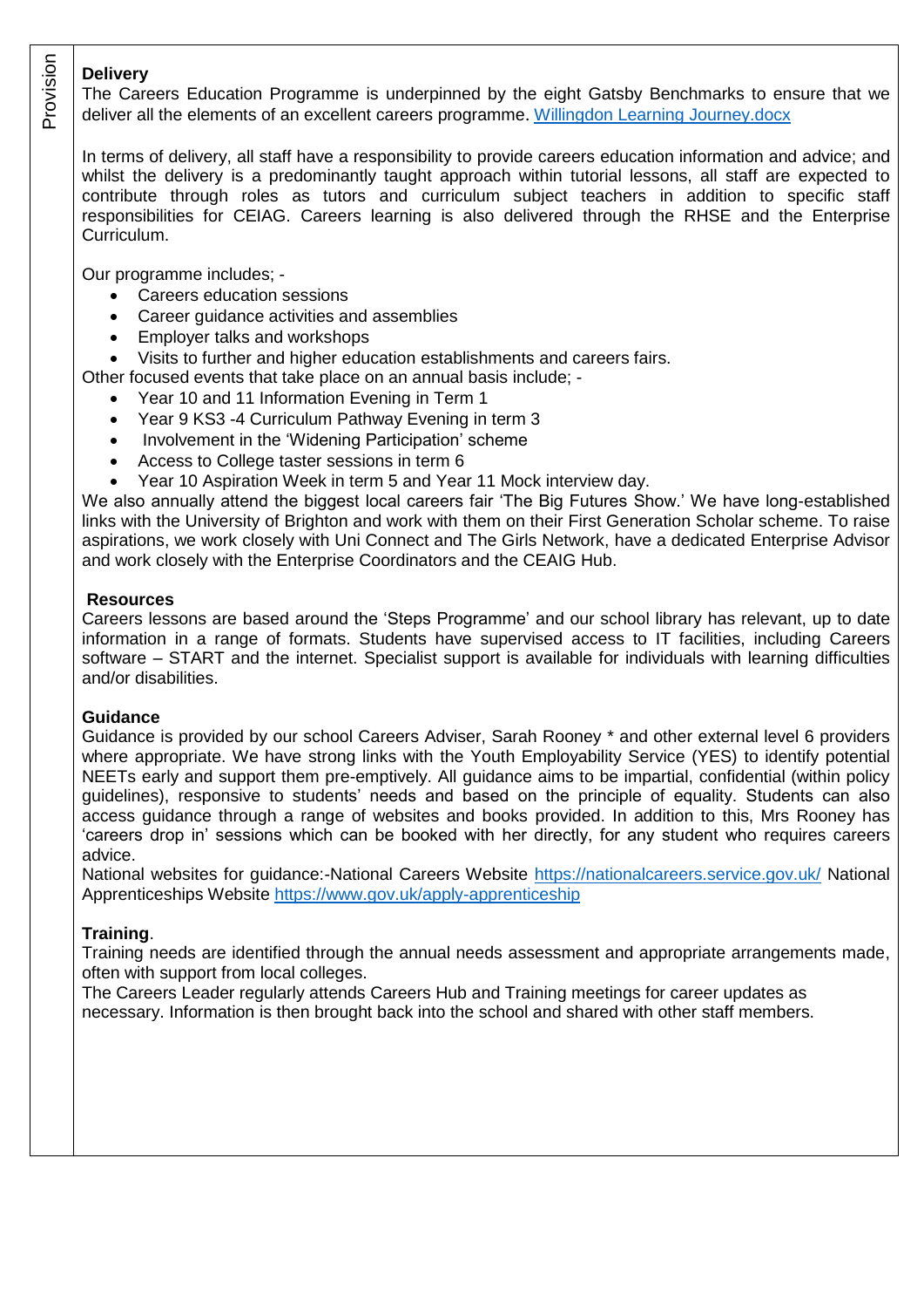Provision

**Delivery**

The Careers Education Programme is underpinned by the eight Gatsby Benchmarks to ensure that we deliver all the elements of an excellent careers programme. Willingdon Learning Journey.docx

In terms of delivery, all staff have a responsibility to provide careers education information and advice; and whilst the delivery is a predominantly taught approach within tutorial lessons, all staff are expected to contribute through roles as tutors and curriculum subject teachers in addition to specific staff responsibilities for CEIAG. Careers learning is also delivered through the RHSE and the Enterprise Curriculum.

Our programme includes; -

- Careers education sessions
- Career guidance activities and assemblies
- Employer talks and workshops
- Visits to further and higher education establishments and careers fairs.

Other focused events that take place on an annual basis include; -

- Year 10 and 11 Information Evening in Term 1
- Year 9 KS3 -4 Curriculum Pathway Evening in term 3
- Involvement in the 'Widening Participation' scheme
- Access to College taster sessions in term 6
- Year 10 Aspiration Week in term 5 and Year 11 Mock interview day.

We also annually attend the biggest local careers fair 'The Big Futures Show.' We have long-established links with the University of Brighton and work with them on their First Generation Scholar scheme. To raise aspirations, we work closely with Uni Connect and The Girls Network, have a dedicated Enterprise Advisor and work closely with the Enterprise Coordinators and the CEAIG Hub.

**Resources**

Careers lessons are based around the 'Steps Programme' and our school library has relevant, up to date information in a range of formats. Students have supervised access to IT facilities, including Careers software – START and the internet. Specialist support is available for individuals with learning difficulties and/or disabilities.

**Guidance**

Guidance is provided by our school Careers Adviser, Sarah Rooney * and other external level 6 providers where appropriate. We have strong links with the Youth Employability Service (YES) to identify potential NEETs early and support them pre-emptively. All guidance aims to be impartial, confidential (within policy guidelines), responsive to students' needs and based on the principle of equality. Students can also access guidance through a range of websites and books provided. In addition to this, Mrs Rooney has 'careers drop in' sessions which can be booked with her directly, for any student who requires careers advice.

National websites for guidance:-National Careers Website https://nationalcareers.service.gov.uk/ National Apprenticeships Website https://www.gov.uk/apply-apprenticeship

**Training**.

Training needs are identified through the annual needs assessment and appropriate arrangements made, often with support from local colleges.

The Careers Leader regularly attends Careers Hub and Training meetings for career updates as necessary. Information is then brought back into the school and shared with other staff members.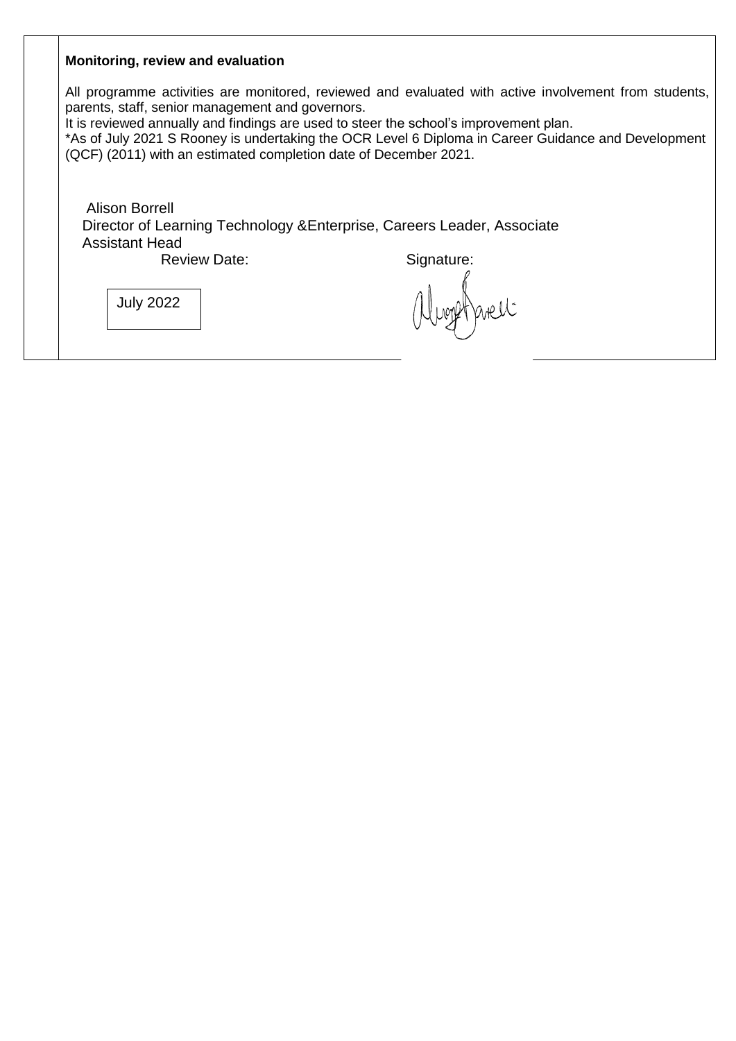**Monitoring, review and evaluation**

All programme activities are monitored, reviewed and evaluated with active involvement from students, parents, staff, senior management and governors.

It is reviewed annually and findings are used to steer the school's improvement plan.

*As of July 2021 S Rooney is undertaking the OCR Level 6 Diploma in Career Guidance and Development (QCF) (2011) with an estimated completion date of December 2021.

Alison Borrell
Director of Learning Technology &Enterprise, Careers Leader, Associate Assistant Head

Review Date: July 2022

Signature: